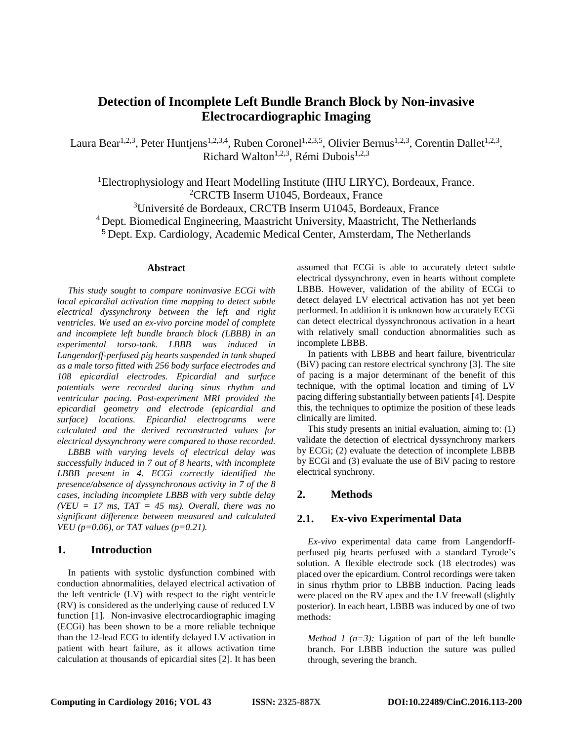# Detection of Incomplete Left Bundle Branch Block by Non-invasive Electrocardiographic Imaging

Laura Bear[1,2,3], Peter Huntjens[1,2,3,4], Ruben Coronel[1,2,3,5], Olivier Bernus[1,2,3], Corentin Dallet[1,2,3], Richard Walton[1,2,3], Rémi Dubois[1,2,3]

[1]Electrophysiology and Heart Modelling Institute (IHU LIRYC), Bordeaux, France.
[2]CRCTB Inserm U1045, Bordeaux, France
[3]Université de Bordeaux, CRCTB Inserm U1045, Bordeaux, France
[4] Dept. Biomedical Engineering, Maastricht University, Maastricht, The Netherlands
[5] Dept. Exp. Cardiology, Academic Medical Center, Amsterdam, The Netherlands

### Abstract

*This study sought to compare noninvasive ECGi with local epicardial activation time mapping to detect subtle electrical dyssynchrony between the left and right ventricles. We used an ex-vivo porcine model of complete and incomplete left bundle branch block (LBBB) in an experimental torso-tank. LBBB was induced in Langendorff-perfused pig hearts suspended in tank shaped as a male torso fitted with 256 body surface electrodes and 108 epicardial electrodes. Epicardial and surface potentials were recorded during sinus rhythm and ventricular pacing. Post-experiment MRI provided the epicardial geometry and electrode (epicardial and surface) locations. Epicardial electrograms were calculated and the derived reconstructed values for electrical dyssynchrony were compared to those recorded.*

*LBBB with varying levels of electrical delay was successfully induced in 7 out of 8 hearts, with incomplete LBBB present in 4. ECGi correctly identified the presence/absence of dyssynchronous activity in 7 of the 8 cases, including incomplete LBBB with very subtle delay (VEU = 17 ms, TAT = 45 ms). Overall, there was no significant difference between measured and calculated VEU (p=0.06), or TAT values (p=0.21).*

## 1. Introduction

In patients with systolic dysfunction combined with conduction abnormalities, delayed electrical activation of the left ventricle (LV) with respect to the right ventricle (RV) is considered as the underlying cause of reduced LV function [1]. Non-invasive electrocardiographic imaging (ECGi) has been shown to be a more reliable technique than the 12-lead ECG to identify delayed LV activation in patient with heart failure, as it allows activation time calculation at thousands of epicardial sites [2]. It has been assumed that ECGi is able to accurately detect subtle electrical dyssynchrony, even in hearts without complete LBBB. However, validation of the ability of ECGi to detect delayed LV electrical activation has not yet been performed. In addition it is unknown how accurately ECGi can detect electrical dyssynchronous activation in a heart with relatively small conduction abnormalities such as incomplete LBBB.

In patients with LBBB and heart failure, biventricular (BiV) pacing can restore electrical synchrony [3]. The site of pacing is a major determinant of the benefit of this technique, with the optimal location and timing of LV pacing differing substantially between patients [4]. Despite this, the techniques to optimize the position of these leads clinically are limited.

This study presents an initial evaluation, aiming to: (1) validate the detection of electrical dyssynchrony markers by ECGi; (2) evaluate the detection of incomplete LBBB by ECGi and (3) evaluate the use of BiV pacing to restore electrical synchrony.

## 2. Methods

### 2.1. Ex-vivo Experimental Data

*Ex-vivo* experimental data came from Langendorff-perfused pig hearts perfused with a standard Tyrode's solution. A flexible electrode sock (18 electrodes) was placed over the epicardium. Control recordings were taken in sinus rhythm prior to LBBB induction. Pacing leads were placed on the RV apex and the LV freewall (slightly posterior). In each heart, LBBB was induced by one of two methods:

*Method 1 (n=3):* Ligation of part of the left bundle branch. For LBBB induction the suture was pulled through, severing the branch.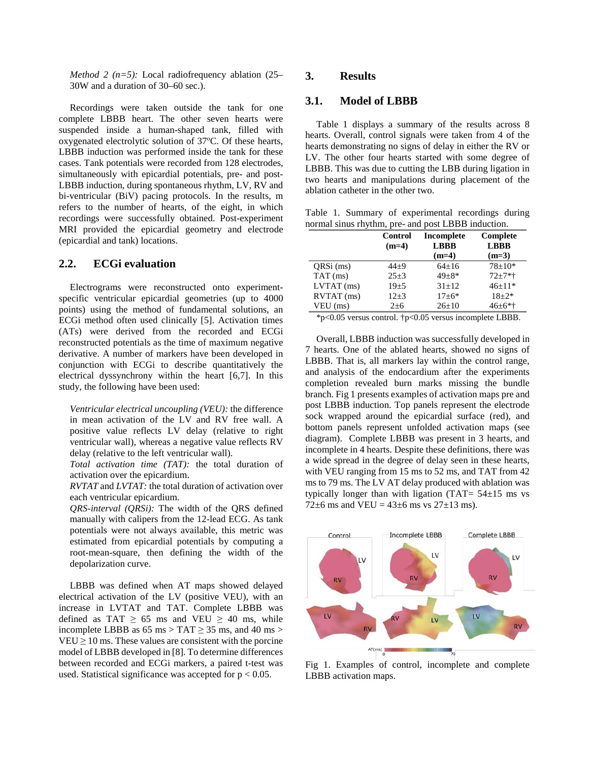*Method 2 (n=5):* Local radiofrequency ablation (25–30W and a duration of 30–60 sec.).

Recordings were taken outside the tank for one complete LBBB heart. The other seven hearts were suspended inside a human-shaped tank, filled with oxygenated electrolytic solution of 37ºC. Of these hearts, LBBB induction was performed inside the tank for these cases. Tank potentials were recorded from 128 electrodes, simultaneously with epicardial potentials, pre- and post-LBBB induction, during spontaneous rhythm, LV, RV and bi-ventricular (BiV) pacing protocols. In the results, m refers to the number of hearts, of the eight, in which recordings were successfully obtained. Post-experiment MRI provided the epicardial geometry and electrode (epicardial and tank) locations.

## 2.2. ECGi evaluation

Electrograms were reconstructed onto experiment-specific ventricular epicardial geometries (up to 4000 points) using the method of fundamental solutions, an ECGi method often used clinically [5]. Activation times (ATs) were derived from the recorded and ECGi reconstructed potentials as the time of maximum negative derivative. A number of markers have been developed in conjunction with ECGi to describe quantitatively the electrical dyssynchrony within the heart [6,7]. In this study, the following have been used:

*Ventricular electrical uncoupling (VEU):* the difference in mean activation of the LV and RV free wall. A positive value reflects LV delay (relative to right ventricular wall), whereas a negative value reflects RV delay (relative to the left ventricular wall).

*Total activation time (TAT):* the total duration of activation over the epicardium.

*RVTAT* and *LVTAT:* the total duration of activation over each ventricular epicardium.

*QRS-interval (QRSi):* The width of the QRS defined manually with calipers from the 12-lead ECG. As tank potentials were not always available, this metric was estimated from epicardial potentials by computing a root-mean-square, then defining the width of the depolarization curve.

LBBB was defined when AT maps showed delayed electrical activation of the LV (positive VEU), with an increase in LVTAT and TAT. Complete LBBB was defined as TAT $\geq$ 65 ms and VEU $\geq$ 40 ms, while incomplete LBBB as 65 ms > TAT $\geq$ 35 ms, and 40 ms > VEU $\geq$ 10 ms. These values are consistent with the porcine model of LBBB developed in [8]. To determine differences between recorded and ECGi markers, a paired t-test was used. Statistical significance was accepted for $p < 0.05$.

# 3. Results

## 3.1. Model of LBBB

Table 1 displays a summary of the results across 8 hearts. Overall, control signals were taken from 4 of the hearts demonstrating no signs of delay in either the RV or LV. The other four hearts started with some degree of LBBB. This was due to cutting the LBB during ligation in two hearts and manipulations during placement of the ablation catheter in the other two.

Table 1. Summary of experimental recordings during normal sinus rhythm, pre- and post LBBB induction.

| | **Control (m=4)** | **Incomplete LBBB (m=4)** | **Complete LBBB (m=3)** |
|---|---|---|---|
| QRSi (ms) | 44±9 | 64±16 | 78±10* |
| TAT (ms) | 25±3 | 49±8* | 72±7*† |
| LVTAT (ms) | 19±5 | 31±12 | 46±11* |
| RVTAT (ms) | 12±3 | 17±6* | 18±2* |
| VEU (ms) | 2±6 | 26±10 | 46±6*† |

*p<0.05 versus control. †p<0.05 versus incomplete LBBB.

Overall, LBBB induction was successfully developed in 7 hearts. One of the ablated hearts, showed no signs of LBBB. That is, all markers lay within the control range, and analysis of the endocardium after the experiments completion revealed burn marks missing the bundle branch. Fig 1 presents examples of activation maps pre and post LBBB induction. Top panels represent the electrode sock wrapped around the epicardial surface (red), and bottom panels represent unfolded activation maps (see diagram). Complete LBBB was present in 3 hearts, and incomplete in 4 hearts. Despite these definitions, there was a wide spread in the degree of delay seen in these hearts, with VEU ranging from 15 ms to 52 ms, and TAT from 42 ms to 79 ms. The LV AT delay produced with ablation was typically longer than with ligation (TAT= 54±15 ms vs 72±6 ms and VEU = 43±6 ms vs 27±13 ms).

Fig 1. Examples of control, incomplete and complete LBBB activation maps.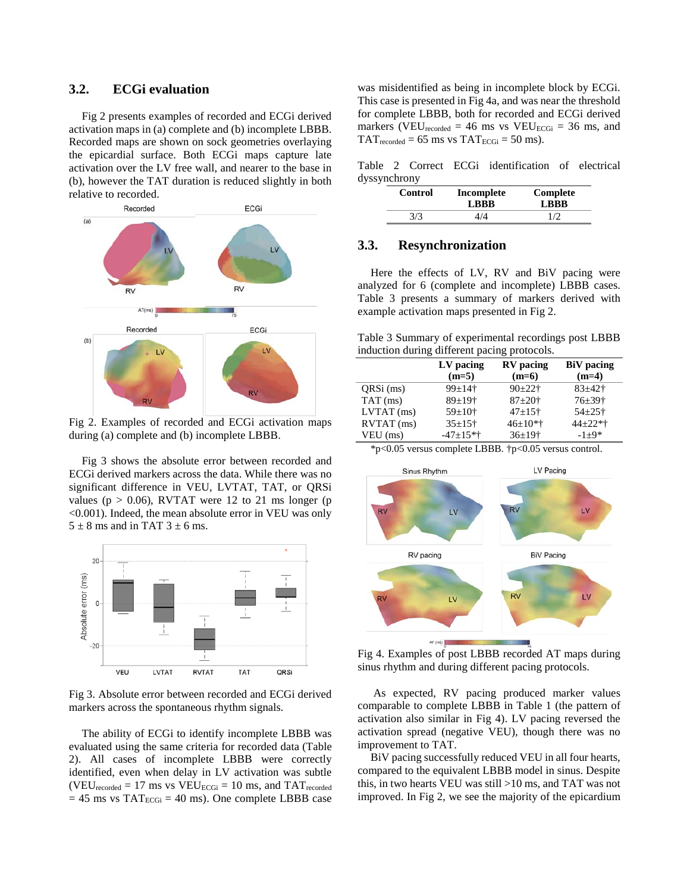### 3.2. ECGi evaluation

Fig 2 presents examples of recorded and ECGi derived activation maps in (a) complete and (b) incomplete LBBB. Recorded maps are shown on sock geometries overlaying the epicardial surface. Both ECGi maps capture late activation over the LV free wall, and nearer to the base in (b), however the TAT duration is reduced slightly in both relative to recorded.

Fig 2. Examples of recorded and ECGi activation maps during (a) complete and (b) incomplete LBBB.

Fig 3 shows the absolute error between recorded and ECGi derived markers across the data. While there was no significant difference in VEU, LVTAT, TAT, or QRSi values ($p > 0.06$), RVTAT were 12 to 21 ms longer ($p < 0.001$). Indeed, the mean absolute error in VEU was only 5 ± 8 ms and in TAT 3 ± 6 ms.

Fig 3. Absolute error between recorded and ECGi derived markers across the spontaneous rhythm signals.

The ability of ECGi to identify incomplete LBBB was evaluated using the same criteria for recorded data (Table 2). All cases of incomplete LBBB were correctly identified, even when delay in LV activation was subtle ($VEU_{recorded}$ = 17 ms vs $VEU_{ECGi}$ = 10 ms, and $TAT_{recorded}$ = 45 ms vs $TAT_{ECGi}$ = 40 ms). One complete LBBB case was misidentified as being in incomplete block by ECGi. This case is presented in Fig 4a, and was near the threshold for complete LBBB, both for recorded and ECGi derived markers ($VEU_{recorded}$ = 46 ms vs $VEU_{ECGi}$ = 36 ms, and $TAT_{recorded}$ = 65 ms vs $TAT_{ECGi}$ = 50 ms).

Table 2 Correct ECGi identification of electrical dyssynchrony

| Control | Incomplete LBBB | Complete LBBB |
|---|---|---|
| 3/3 | 4/4 | 1/2 |

### 3.3. Resynchronization

Here the effects of LV, RV and BiV pacing were analyzed for 6 (complete and incomplete) LBBB cases. Table 3 presents a summary of markers derived with example activation maps presented in Fig 2.

Table 3 Summary of experimental recordings post LBBB induction during different pacing protocols.

| | LV pacing (m=5) | RV pacing (m=6) | BiV pacing (m=4) |
|---|---|---|---|
| QRSi (ms) | 99±14† | 90±22† | 83±42† |
| TAT (ms) | 89±19† | 87±20† | 76±39† |
| LVTAT (ms) | 59±10† | 47±15† | 54±25† |
| RVTAT (ms) | 35±15† | 46±10*† | 44±22*† |
| VEU (ms) | -47±15*† | 36±19† | -1±9* |

*p<0.05 versus complete LBBB. †p<0.05 versus control.

Fig 4. Examples of post LBBB recorded AT maps during sinus rhythm and during different pacing protocols.

As expected, RV pacing produced marker values comparable to complete LBBB in Table 1 (the pattern of activation also similar in Fig 4). LV pacing reversed the activation spread (negative VEU), though there was no improvement to TAT.

BiV pacing successfully reduced VEU in all four hearts, compared to the equivalent LBBB model in sinus. Despite this, in two hearts VEU was still >10 ms, and TAT was not improved. In Fig 2, we see the majority of the epicardium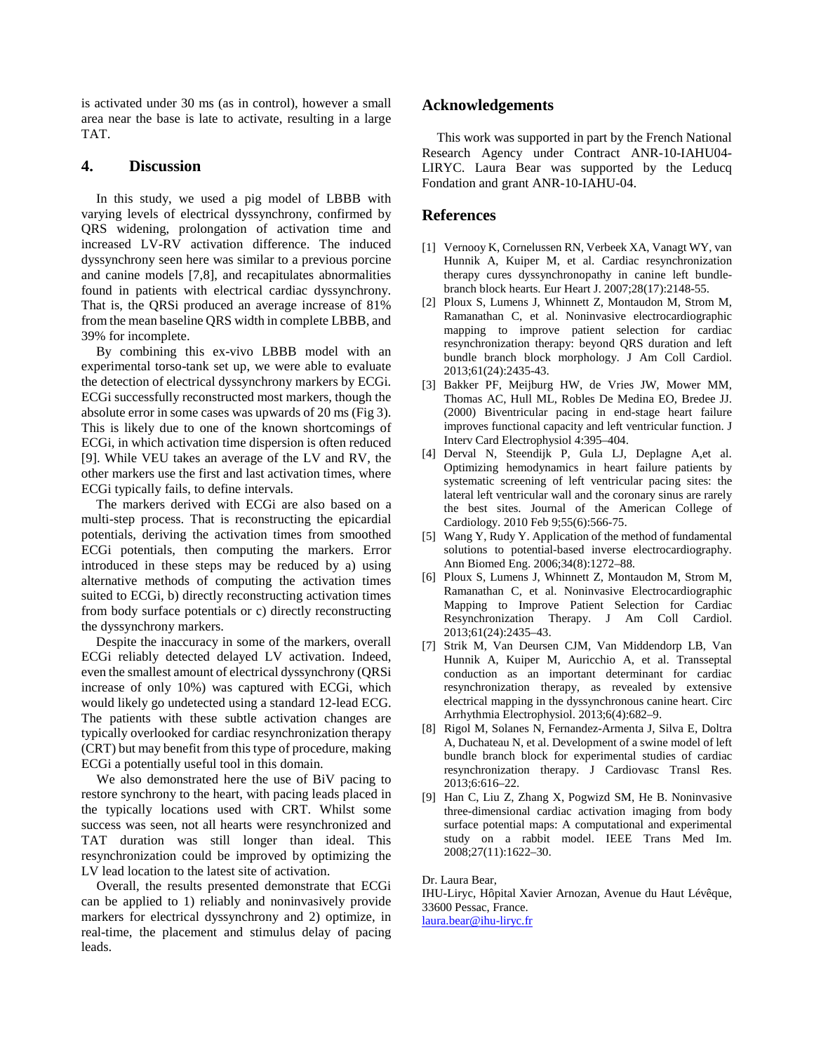is activated under 30 ms (as in control), however a small area near the base is late to activate, resulting in a large TAT.

## 4. Discussion

In this study, we used a pig model of LBBB with varying levels of electrical dyssynchrony, confirmed by QRS widening, prolongation of activation time and increased LV-RV activation difference. The induced dyssynchrony seen here was similar to a previous porcine and canine models [7,8], and recapitulates abnormalities found in patients with electrical cardiac dyssynchrony. That is, the QRSi produced an average increase of 81% from the mean baseline QRS width in complete LBBB, and 39% for incomplete.

By combining this ex-vivo LBBB model with an experimental torso-tank set up, we were able to evaluate the detection of electrical dyssynchrony markers by ECGi. ECGi successfully reconstructed most markers, though the absolute error in some cases was upwards of 20 ms (Fig 3). This is likely due to one of the known shortcomings of ECGi, in which activation time dispersion is often reduced [9]. While VEU takes an average of the LV and RV, the other markers use the first and last activation times, where ECGi typically fails, to define intervals.

The markers derived with ECGi are also based on a multi-step process. That is reconstructing the epicardial potentials, deriving the activation times from smoothed ECGi potentials, then computing the markers. Error introduced in these steps may be reduced by a) using alternative methods of computing the activation times suited to ECGi, b) directly reconstructing activation times from body surface potentials or c) directly reconstructing the dyssynchrony markers.

Despite the inaccuracy in some of the markers, overall ECGi reliably detected delayed LV activation. Indeed, even the smallest amount of electrical dyssynchrony (QRSi increase of only 10%) was captured with ECGi, which would likely go undetected using a standard 12-lead ECG. The patients with these subtle activation changes are typically overlooked for cardiac resynchronization therapy (CRT) but may benefit from this type of procedure, making ECGi a potentially useful tool in this domain.

We also demonstrated here the use of BiV pacing to restore synchrony to the heart, with pacing leads placed in the typically locations used with CRT. Whilst some success was seen, not all hearts were resynchronized and TAT duration was still longer than ideal. This resynchronization could be improved by optimizing the LV lead location to the latest site of activation.

Overall, the results presented demonstrate that ECGi can be applied to 1) reliably and noninvasively provide markers for electrical dyssynchrony and 2) optimize, in real-time, the placement and stimulus delay of pacing leads.

## Acknowledgements

This work was supported in part by the French National Research Agency under Contract ANR-10-IAHU04-LIRYC. Laura Bear was supported by the Leducq Fondation and grant ANR-10-IAHU-04.

## References

[1] Vernooy K, Cornelussen RN, Verbeek XA, Vanagt WY, van Hunnik A, Kuiper M, et al. Cardiac resynchronization therapy cures dyssynchronopathy in canine left bundle-branch block hearts. Eur Heart J. 2007;28(17):2148-55.

[2] Ploux S, Lumens J, Whinnett Z, Montaudon M, Strom M, Ramanathan C, et al. Noninvasive electrocardiographic mapping to improve patient selection for cardiac resynchronization therapy: beyond QRS duration and left bundle branch block morphology. J Am Coll Cardiol. 2013;61(24):2435-43.

[3] Bakker PF, Meijburg HW, de Vries JW, Mower MM, Thomas AC, Hull ML, Robles De Medina EO, Bredee JJ. (2000) Biventricular pacing in end-stage heart failure improves functional capacity and left ventricular function. J Interv Card Electrophysiol 4:395–404.

[4] Derval N, Steendijk P, Gula LJ, Deplagne A,et al. Optimizing hemodynamics in heart failure patients by systematic screening of left ventricular pacing sites: the lateral left ventricular wall and the coronary sinus are rarely the best sites. Journal of the American College of Cardiology. 2010 Feb 9;55(6):566-75.

[5] Wang Y, Rudy Y. Application of the method of fundamental solutions to potential-based inverse electrocardiography. Ann Biomed Eng. 2006;34(8):1272–88.

[6] Ploux S, Lumens J, Whinnett Z, Montaudon M, Strom M, Ramanathan C, et al. Noninvasive Electrocardiographic Mapping to Improve Patient Selection for Cardiac Resynchronization Therapy. J Am Coll Cardiol. 2013;61(24):2435–43.

[7] Strik M, Van Deursen CJM, Van Middendorp LB, Van Hunnik A, Kuiper M, Auricchio A, et al. Transseptal conduction as an important determinant for cardiac resynchronization therapy, as revealed by extensive electrical mapping in the dyssynchronous canine heart. Circ Arrhythmia Electrophysiol. 2013;6(4):682–9.

[8] Rigol M, Solanes N, Fernandez-Armenta J, Silva E, Doltra A, Duchateau N, et al. Development of a swine model of left bundle branch block for experimental studies of cardiac resynchronization therapy. J Cardiovasc Transl Res. 2013;6:616–22.

[9] Han C, Liu Z, Zhang X, Pogwizd SM, He B. Noninvasive three-dimensional cardiac activation imaging from body surface potential maps: A computational and experimental study on a rabbit model. IEEE Trans Med Im. 2008;27(11):1622–30.

Dr. Laura Bear,
IHU-Liryc, Hôpital Xavier Arnozan, Avenue du Haut Lévêque, 33600 Pessac, France.
laura.bear@ihu-liryc.fr